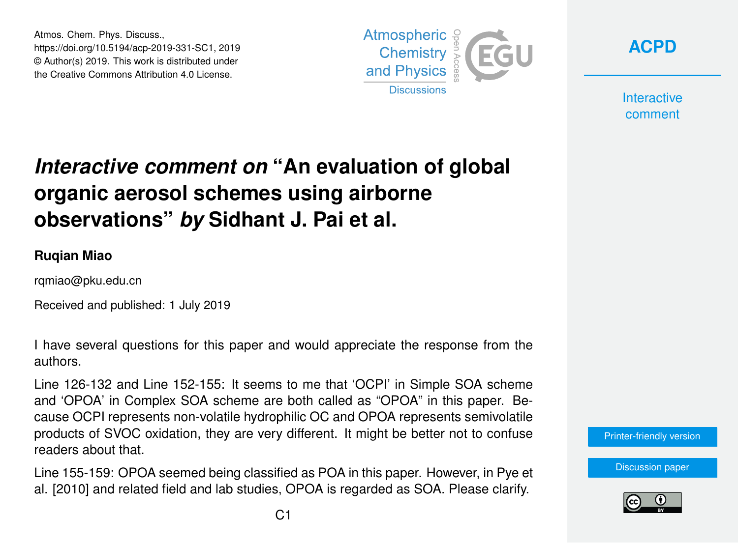Atmos. Chem. Phys. Discuss.,
https://doi.org/10.5194/acp-2019-331-SC1, 2019
© Author(s) 2019. This work is distributed under the Creative Commons Attribution 4.0 License.

# *Interactive comment on* "An evaluation of global organic aerosol schemes using airborne observations" *by* Sidhant J. Pai et al.

**Ruqian Miao**

rqmiao@pku.edu.cn

Received and published: 1 July 2019

I have several questions for this paper and would appreciate the response from the authors.

Line 126-132 and Line 152-155: It seems to me that 'OCPI' in Simple SOA scheme and 'OPOA' in Complex SOA scheme are both called as "OPOA" in this paper. Because OCPI represents non-volatile hydrophilic OC and OPOA represents semivolatile products of SVOC oxidation, they are very different. It might be better not to confuse readers about that.

Line 155-159: OPOA seemed being classified as POA in this paper. However, in Pye et al. [2010] and related field and lab studies, OPOA is regarded as SOA. Please clarify.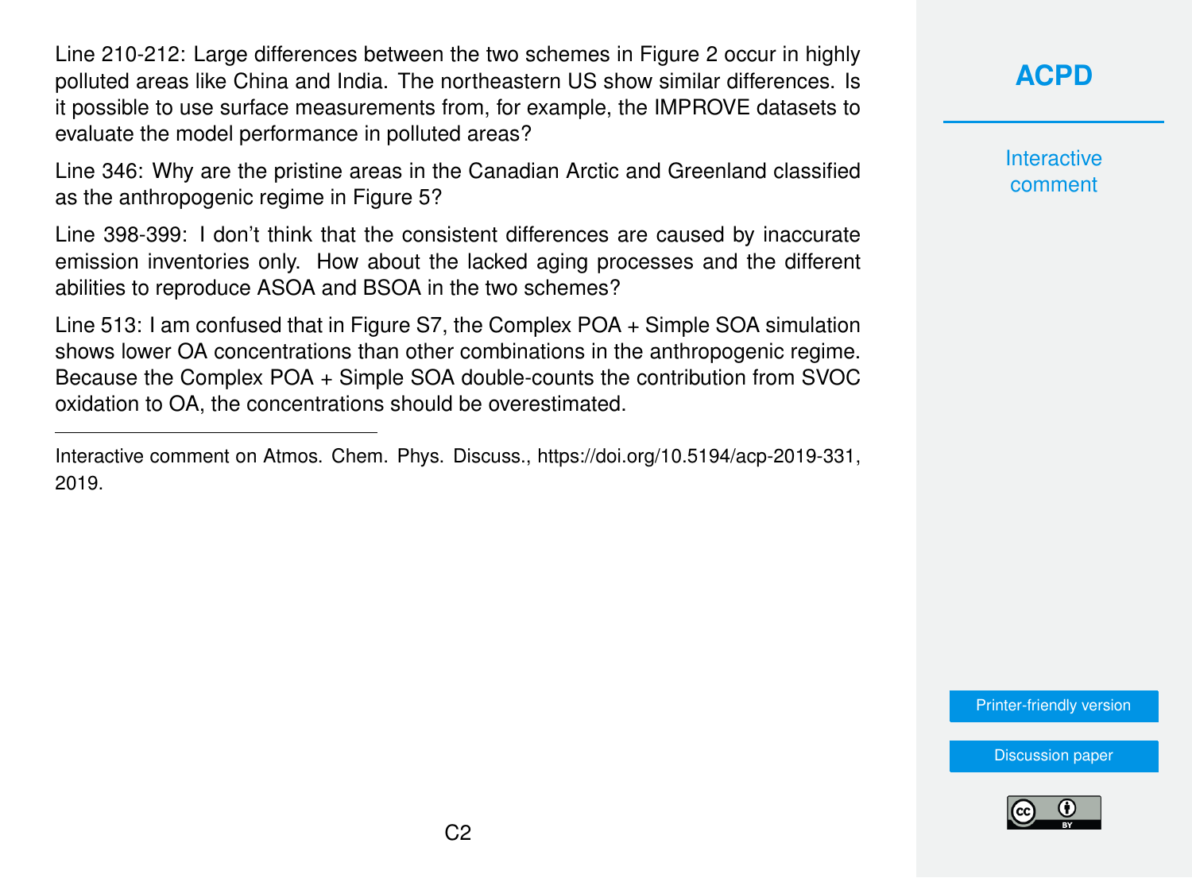Line 210-212: Large differences between the two schemes in Figure 2 occur in highly polluted areas like China and India. The northeastern US show similar differences. Is it possible to use surface measurements from, for example, the IMPROVE datasets to evaluate the model performance in polluted areas?

Line 346: Why are the pristine areas in the Canadian Arctic and Greenland classified as the anthropogenic regime in Figure 5?

Line 398-399: I don't think that the consistent differences are caused by inaccurate emission inventories only. How about the lacked aging processes and the different abilities to reproduce ASOA and BSOA in the two schemes?

Line 513: I am confused that in Figure S7, the Complex POA + Simple SOA simulation shows lower OA concentrations than other combinations in the anthropogenic regime. Because the Complex POA + Simple SOA double-counts the contribution from SVOC oxidation to OA, the concentrations should be overestimated.

---

Interactive comment on Atmos. Chem. Phys. Discuss., https://doi.org/10.5194/acp-2019-331, 2019.